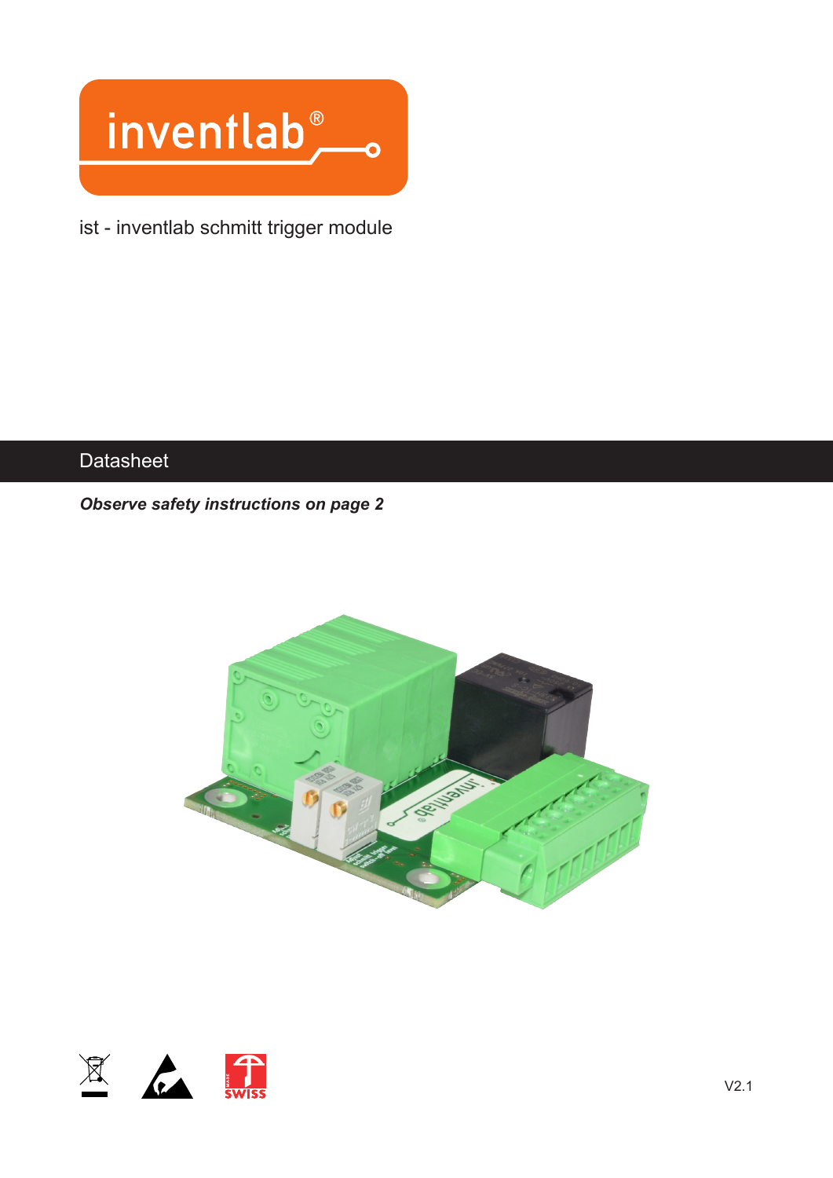inventlab®

ist - inventlab schmitt trigger module

# Datasheet

***Observe safety instructions on page 2***

V2.1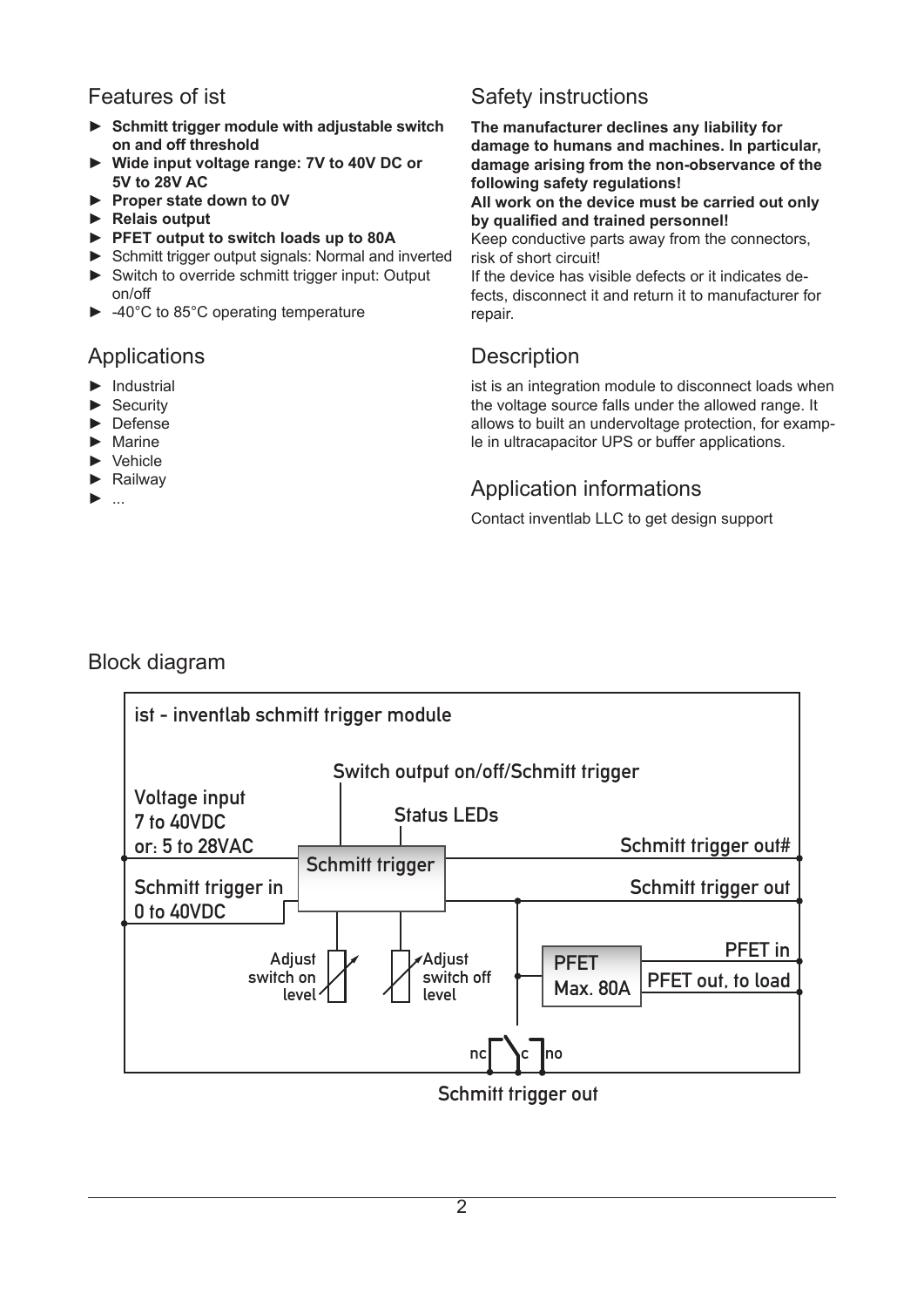## Features of ist

- **Schmitt trigger module with adjustable switch on and off threshold**
- **Wide input voltage range: 7V to 40V DC or 5V to 28V AC**
- **Proper state down to 0V**
- **Relais output**
- **PFET output to switch loads up to 80A**
- Schmitt trigger output signals: Normal and inverted
- Switch to override schmitt trigger input: Output on/off
- -40°C to 85°C operating temperature

## Applications

- Industrial
- Security
- Defense
- Marine
- Vehicle
- Railway
- ...

## Safety instructions

**The manufacturer declines any liability for damage to humans and machines. In particular, damage arising from the non-observance of the following safety regulations!**
**All work on the device must be carried out only by qualified and trained personnel!**
Keep conductive parts away from the connectors, risk of short circuit!
If the device has visible defects or it indicates defects, disconnect it and return it to manufacturer for repair.

## Description

ist is an integration module to disconnect loads when the voltage source falls under the allowed range. It allows to built an undervoltage protection, for example in ultracapacitor UPS or buffer applications.

## Application informations

Contact inventlab LLC to get design support

## Block diagram

ist - inventlab schmitt trigger module

Switch output on/off/Schmitt trigger

Voltage input 7 to 40VDC or: 5 to 28VAC

Status LEDs

Schmitt trigger

Schmitt trigger out#

Schmitt trigger in 0 to 40VDC

Schmitt trigger out

Adjust switch on level

Adjust switch off level

PFET Max. 80A

PFET in

PFET out, to load

nc c no

Schmitt trigger out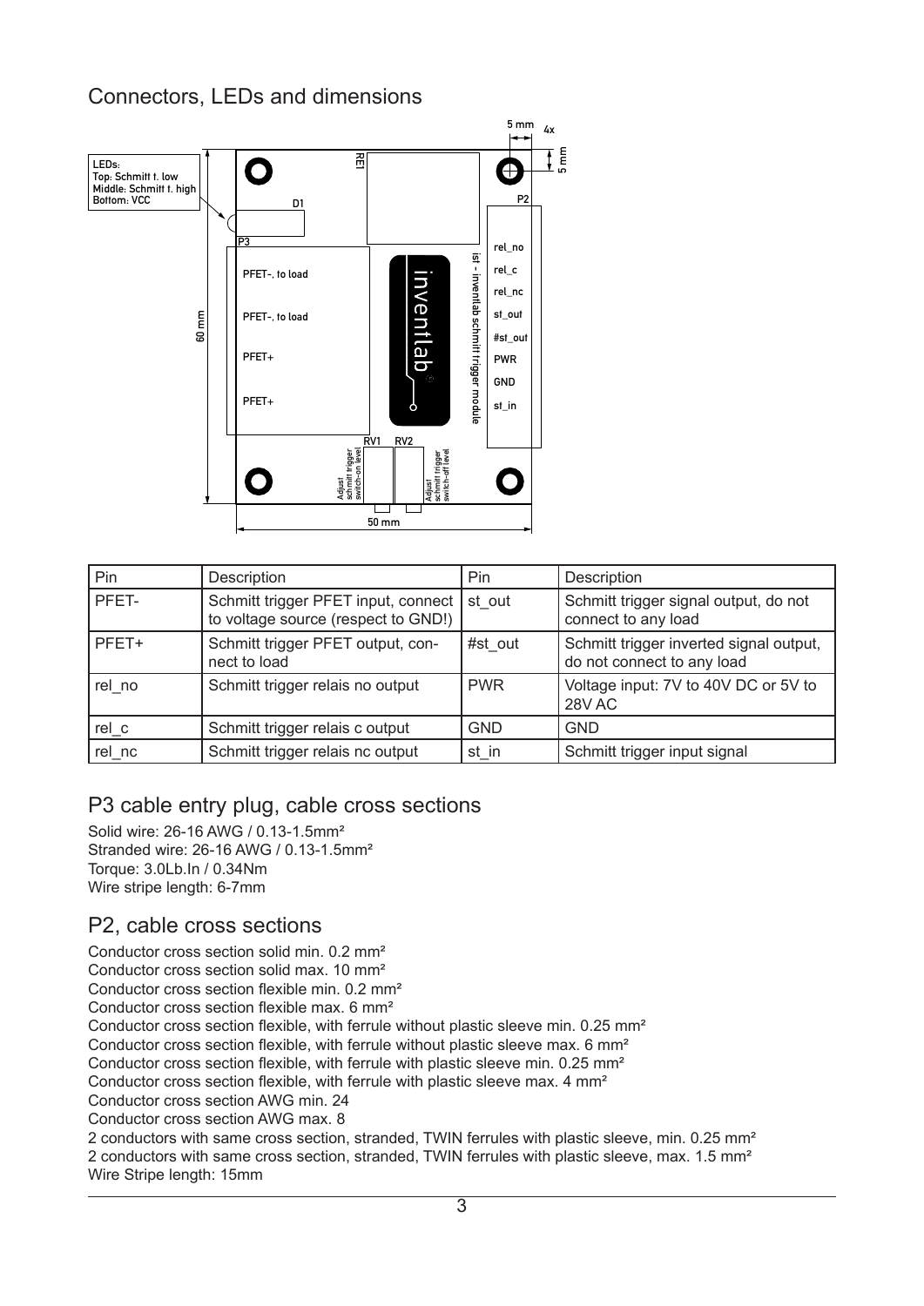## Connectors, LEDs and dimensions

| Pin | Description | Pin | Description |
|---|---|---|---|
| PFET- | Schmitt trigger PFET input, connect to voltage source (respect to GND!) | st_out | Schmitt trigger signal output, do not connect to any load |
| PFET+ | Schmitt trigger PFET output, connect to load | #st_out | Schmitt trigger inverted signal output, do not connect to any load |
| rel_no | Schmitt trigger relais no output | PWR | Voltage input: 7V to 40V DC or 5V to 28V AC |
| rel_c | Schmitt trigger relais c output | GND | GND |
| rel_nc | Schmitt trigger relais nc output | st_in | Schmitt trigger input signal |

## P3 cable entry plug, cable cross sections

Solid wire: 26-16 AWG / 0.13-1.5mm²
Stranded wire: 26-16 AWG / 0.13-1.5mm²
Torque: 3.0Lb.In / 0.34Nm
Wire stripe length: 6-7mm

## P2, cable cross sections

Conductor cross section solid min. 0.2 mm²
Conductor cross section solid max. 10 mm²
Conductor cross section flexible min. 0.2 mm²
Conductor cross section flexible max. 6 mm²
Conductor cross section flexible, with ferrule without plastic sleeve min. 0.25 mm²
Conductor cross section flexible, with ferrule without plastic sleeve max. 6 mm²
Conductor cross section flexible, with ferrule with plastic sleeve min. 0.25 mm²
Conductor cross section flexible, with ferrule with plastic sleeve max. 4 mm²
Conductor cross section AWG min. 24
Conductor cross section AWG max. 8
2 conductors with same cross section, stranded, TWIN ferrules with plastic sleeve, min. 0.25 mm²
2 conductors with same cross section, stranded, TWIN ferrules with plastic sleeve, max. 1.5 mm²
Wire Stripe length: 15mm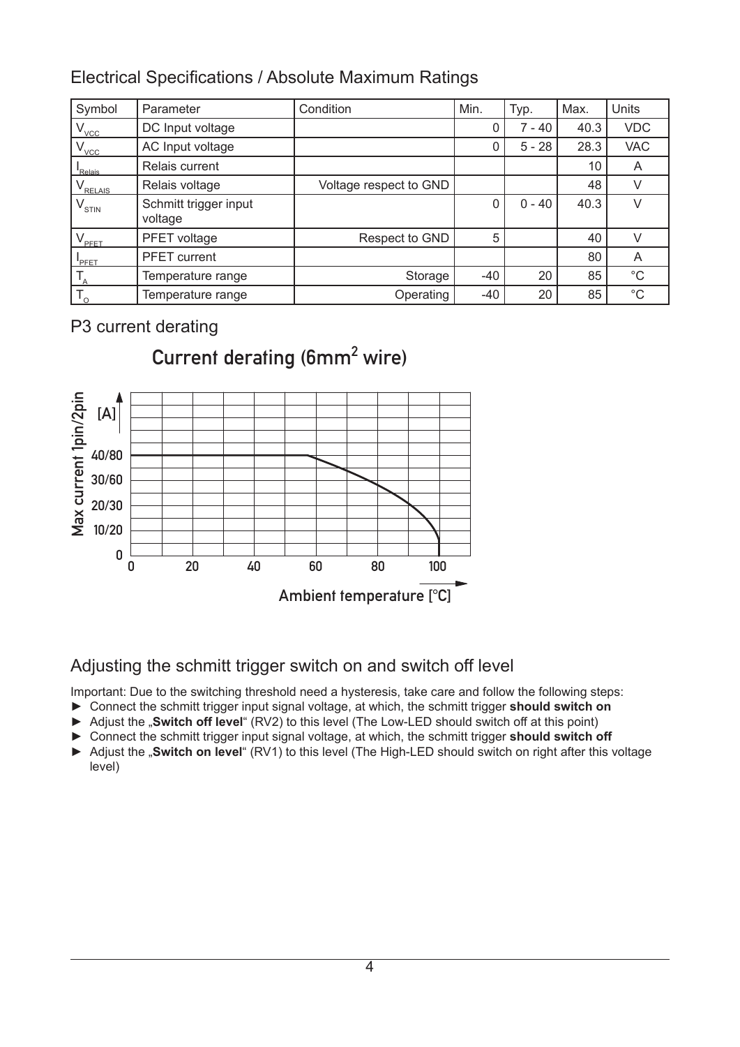## Electrical Specifications / Absolute Maximum Ratings

| Symbol | Parameter | Condition | Min. | Typ. | Max. | Units |
|---|---|---|---|---|---|---|
| $V_{VCC}$ | DC Input voltage | | 0 | 7 - 40 | 40.3 | VDC |
| $V_{VCC}$ | AC Input voltage | | 0 | 5 - 28 | 28.3 | VAC |
| $I_{Relais}$ | Relais current | | | | 10 | A |
| $V_{RELAIS}$ | Relais voltage | Voltage respect to GND | | | 48 | V |
| $V_{STIN}$ | Schmitt trigger input voltage | | 0 | 0 - 40 | 40.3 | V |
| $V_{PFET}$ | PFET voltage | Respect to GND | 5 | | 40 | V |
| $I_{PFET}$ | PFET current | | | | 80 | A |
| $T_A$ | Temperature range | Storage | -40 | 20 | 85 | °C |
| $T_O$ | Temperature range | Operating | -40 | 20 | 85 | °C |

## P3 current derating

**Current derating (6mm² wire)**

Max current 1pin/2pin [A]: 0, 10/20, 20/30, 30/60, 40/80

Ambient temperature [°C]: 0, 20, 40, 60, 80, 100

## Adjusting the schmitt trigger switch on and switch off level

Important: Due to the switching threshold need a hysteresis, take care and follow the following steps:

- Connect the schmitt trigger input signal voltage, at which, the schmitt trigger **should switch on**
- Adjust the „**Switch off level**“ (RV2) to this level (The Low-LED should switch off at this point)
- Connect the schmitt trigger input signal voltage, at which, the schmitt trigger **should switch off**
- Adjust the „**Switch on level**“ (RV1) to this level (The High-LED should switch on right after this voltage level)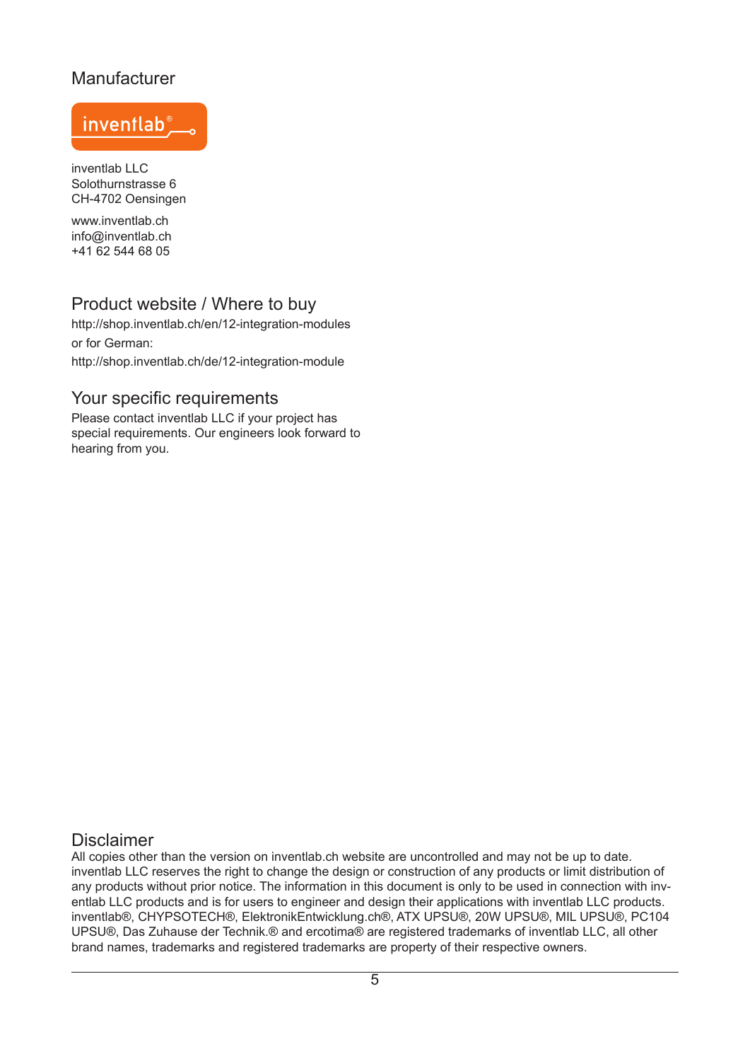## Manufacturer

inventlab®

inventlab LLC
Solothurnstrasse 6
CH-4702 Oensingen

www.inventlab.ch
info@inventlab.ch
+41 62 544 68 05

## Product website / Where to buy

http://shop.inventlab.ch/en/12-integration-modules

or for German:

http://shop.inventlab.ch/de/12-integration-module

## Your specific requirements

Please contact inventlab LLC if your project has special requirements. Our engineers look forward to hearing from you.

## Disclaimer

All copies other than the version on inventlab.ch website are uncontrolled and may not be up to date. inventlab LLC reserves the right to change the design or construction of any products or limit distribution of any products without prior notice. The information in this document is only to be used in connection with inventlab LLC products and is for users to engineer and design their applications with inventlab LLC products. inventlab®, CHYPSOTECH®, ElektronikEntwicklung.ch®, ATX UPSU®, 20W UPSU®, MIL UPSU®, PC104 UPSU®, Das Zuhause der Technik.® and ercotima® are registered trademarks of inventlab LLC, all other brand names, trademarks and registered trademarks are property of their respective owners.